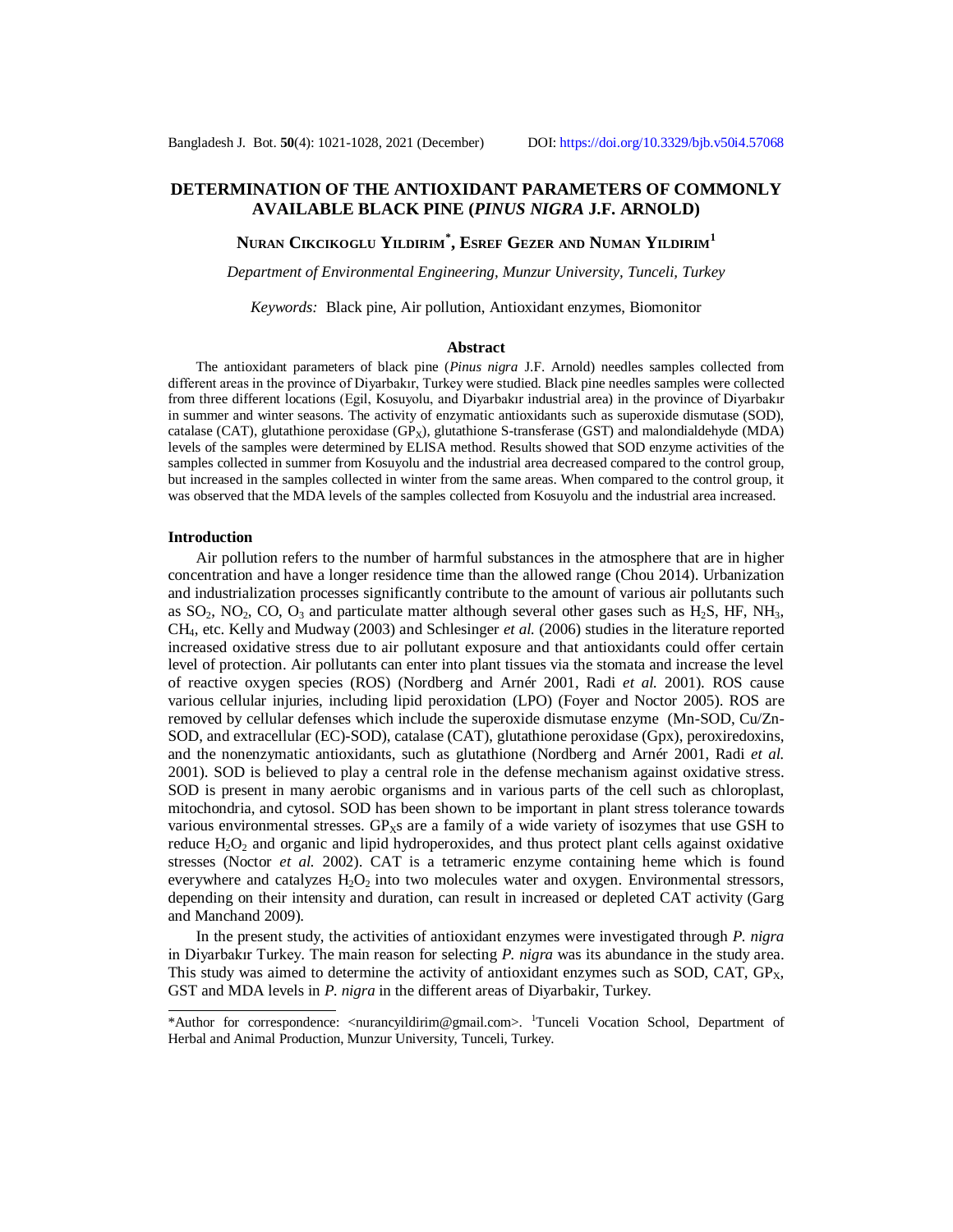# DETERMINATION OF THE ANTIOXIDANT PARAMETERS OF COMMONLY AVAILABLE BLACK PINE (*PINUS NIGRA* J.F. ARNOLD)

**Nuran Cikcikoglu Yildirim*, Esref Gezer and Numan Yildirim[1]**

*Department of Environmental Engineering, Munzur University, Tunceli, Turkey*

*Keywords:* Black pine, Air pollution, Antioxidant enzymes, Biomonitor

## Abstract

The antioxidant parameters of black pine (*Pinus nigra* J.F. Arnold) needles samples collected from different areas in the province of Diyarbakır, Turkey were studied. Black pine needles samples were collected from three different locations (Egil, Kosuyolu, and Diyarbakır industrial area) in the province of Diyarbakır in summer and winter seasons. The activity of enzymatic antioxidants such as superoxide dismutase (SOD), catalase (CAT), glutathione peroxidase ($GP_X$), glutathione S-transferase (GST) and malondialdehyde (MDA) levels of the samples were determined by ELISA method. Results showed that SOD enzyme activities of the samples collected in summer from Kosuyolu and the industrial area decreased compared to the control group, but increased in the samples collected in winter from the same areas. When compared to the control group, it was observed that the MDA levels of the samples collected from Kosuyolu and the industrial area increased.

## Introduction

Air pollution refers to the number of harmful substances in the atmosphere that are in higher concentration and have a longer residence time than the allowed range (Chou 2014). Urbanization and industrialization processes significantly contribute to the amount of various air pollutants such as $SO_2$, $NO_2$, CO, $O_3$ and particulate matter although several other gases such as $H_2S$, HF, $NH_3$, $CH_4$, etc. Kelly and Mudway (2003) and Schlesinger *et al.* (2006) studies in the literature reported increased oxidative stress due to air pollutant exposure and that antioxidants could offer certain level of protection. Air pollutants can enter into plant tissues via the stomata and increase the level of reactive oxygen species (ROS) (Nordberg and Arnér 2001, Radi *et al.* 2001). ROS cause various cellular injuries, including lipid peroxidation (LPO) (Foyer and Noctor 2005). ROS are removed by cellular defenses which include the superoxide dismutase enzyme (Mn-SOD, Cu/Zn-SOD, and extracellular (EC)-SOD), catalase (CAT), glutathione peroxidase (Gpx), peroxiredoxins, and the nonenzymatic antioxidants, such as glutathione (Nordberg and Arnér 2001, Radi *et al.* 2001). SOD is believed to play a central role in the defense mechanism against oxidative stress. SOD is present in many aerobic organisms and in various parts of the cell such as chloroplast, mitochondria, and cytosol. SOD has been shown to be important in plant stress tolerance towards various environmental stresses. $GP_X$s are a family of a wide variety of isozymes that use GSH to reduce $H_2O_2$ and organic and lipid hydroperoxides, and thus protect plant cells against oxidative stresses (Noctor *et al.* 2002). CAT is a tetrameric enzyme containing heme which is found everywhere and catalyzes $H_2O_2$ into two molecules water and oxygen. Environmental stressors, depending on their intensity and duration, can result in increased or depleted CAT activity (Garg and Manchand 2009).

In the present study, the activities of antioxidant enzymes were investigated through *P. nigra* in Diyarbakır Turkey. The main reason for selecting *P. nigra* was its abundance in the study area. This study was aimed to determine the activity of antioxidant enzymes such as SOD, CAT, $GP_X$, GST and MDA levels in *P. nigra* in the different areas of Diyarbakir, Turkey.

---

*Author for correspondence: <nurancyildirim@gmail.com>. [1]Tunceli Vocation School, Department of Herbal and Animal Production, Munzur University, Tunceli, Turkey.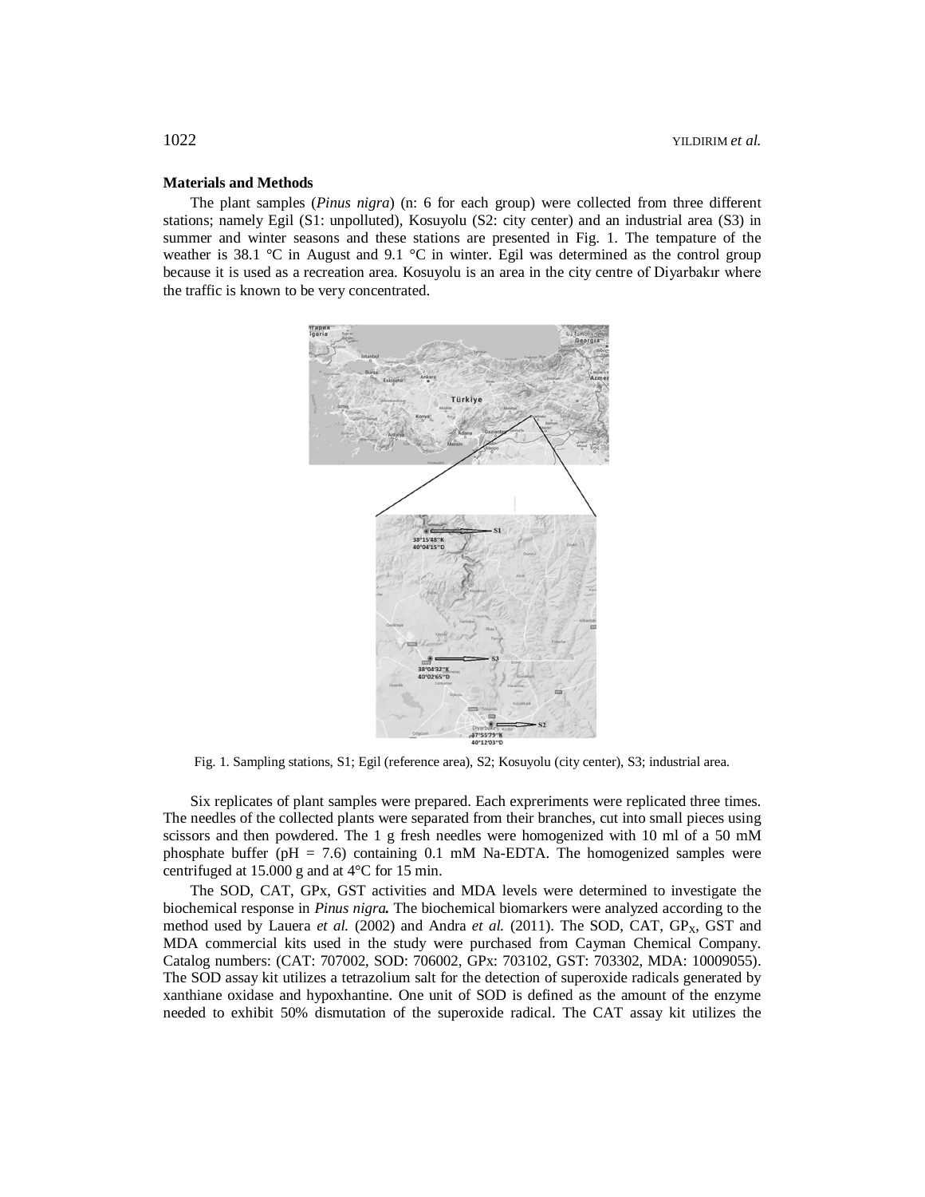## Materials and Methods

The plant samples (*Pinus nigra*) (n: 6 for each group) were collected from three different stations; namely Egil (S1: unpolluted), Kosuyolu (S2: city center) and an industrial area (S3) in summer and winter seasons and these stations are presented in Fig. 1. The tempature of the weather is 38.1 °C in August and 9.1 °C in winter. Egil was determined as the control group because it is used as a recreation area. Kosuyolu is an area in the city centre of Diyarbakır where the traffic is known to be very concentrated.

Fig. 1. Sampling stations, S1; Egil (reference area), S2; Kosuyolu (city center), S3; industrial area.

Six replicates of plant samples were prepared. Each exprreriments were replicated three times. The needles of the collected plants were separated from their branches, cut into small pieces using scissors and then powdered. The 1 g fresh needles were homogenized with 10 ml of a 50 mM phosphate buffer (pH = 7.6) containing 0.1 mM Na-EDTA. The homogenized samples were centrifuged at 15.000 g and at 4°C for 15 min.

The SOD, CAT, GPx, GST activities and MDA levels were determined to investigate the biochemical response in ***Pinus nigra*.** The biochemical biomarkers were analyzed according to the method used by Lauera *et al.* (2002) and Andra *et al.* (2011). The SOD, CAT, $GP_X$, GST and MDA commercial kits used in the study were purchased from Cayman Chemical Company. Catalog numbers: (CAT: 707002, SOD: 706002, GPx: 703102, GST: 703302, MDA: 10009055). The SOD assay kit utilizes a tetrazolium salt for the detection of superoxide radicals generated by xanthiane oxidase and hypoxhantine. One unit of SOD is defined as the amount of the enzyme needed to exhibit 50% dismutation of the superoxide radical. The CAT assay kit utilizes the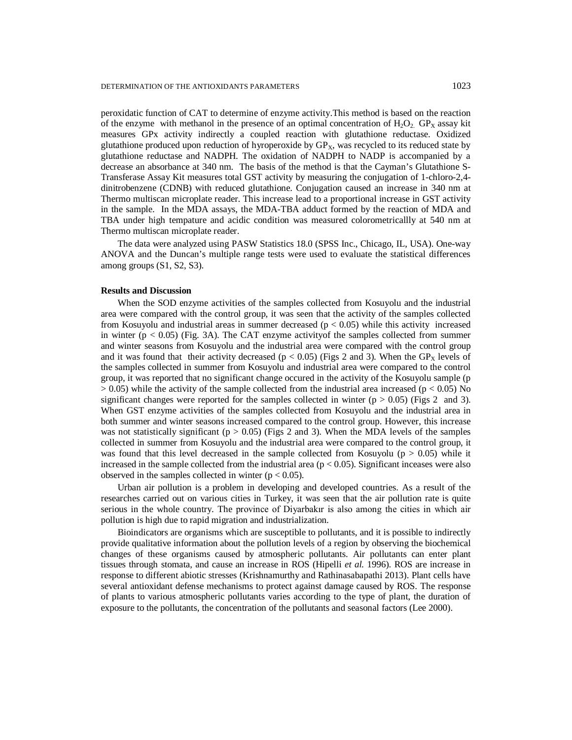peroxidatic function of CAT to determine of enzyme activity.This method is based on the reaction of the enzyme with methanol in the presence of an optimal concentration of $H_2O_2$. $GP_X$ assay kit measures GPx activity indirectly a coupled reaction with glutathione reductase. Oxidized glutathione produced upon reduction of hyroperoxide by $GP_X$, was recycled to its reduced state by glutathione reductase and NADPH. The oxidation of NADPH to NADP is accompanied by a decrease an absorbance at 340 nm. The basis of the method is that the Cayman's Glutathione S-Transferase Assay Kit measures total GST activity by measuring the conjugation of 1-chloro-2,4-dinitrobenzene (CDNB) with reduced glutathione. Conjugation caused an increase in 340 nm at Thermo multiscan microplate reader. This increase lead to a proportional increase in GST activity in the sample. In the MDA assays, the MDA-TBA adduct formed by the reaction of MDA and TBA under high tempature and acidic condition was measured colorometricallly at 540 nm at Thermo multiscan microplate reader.

The data were analyzed using PASW Statistics 18.0 (SPSS Inc., Chicago, IL, USA). One-way ANOVA and the Duncan's multiple range tests were used to evaluate the statistical differences among groups (S1, S2, S3).

## Results and Discussion

When the SOD enzyme activities of the samples collected from Kosuyolu and the industrial area were compared with the control group, it was seen that the activity of the samples collected from Kosuyolu and industrial areas in summer decreased ($p < 0.05$) while this activity increased in winter ($p < 0.05$) (Fig. 3A). The CAT enzyme activityof the samples collected from summer and winter seasons from Kosuyolu and the industrial area were compared with the control group and it was found that their activity decreased ($p < 0.05$) (Figs 2 and 3). When the $GP_X$ levels of the samples collected in summer from Kosuyolu and industrial area were compared to the control group, it was reported that no significant change occured in the activity of the Kosuyolu sample ($p > 0.05$) while the activity of the sample collected from the industrial area increased ($p < 0.05$) No significant changes were reported for the samples collected in winter ($p > 0.05$) (Figs 2 and 3). When GST enzyme activities of the samples collected from Kosuyolu and the industrial area in both summer and winter seasons increased compared to the control group. However, this increase was not statistically significant ($p > 0.05$) (Figs 2 and 3). When the MDA levels of the samples collected in summer from Kosuyolu and the industrial area were compared to the control group, it was found that this level decreased in the sample collected from Kosuyolu ($p > 0.05$) while it increased in the sample collected from the industrial area ($p < 0.05$). Significant inceases were also observed in the samples collected in winter ($p < 0.05$).

Urban air pollution is a problem in developing and developed countries. As a result of the researches carried out on various cities in Turkey, it was seen that the air pollution rate is quite serious in the whole country. The province of Diyarbakır is also among the cities in which air pollution is high due to rapid migration and industrialization.

Bioindicators are organisms which are susceptible to pollutants, and it is possible to indirectly provide qualitative information about the pollution levels of a region by observing the biochemical changes of these organisms caused by atmospheric pollutants. Air pollutants can enter plant tissues through stomata, and cause an increase in ROS (Hipelli *et al.* 1996). ROS are increase in response to different abiotic stresses (Krishnamurthy and Rathinasabapathi 2013). Plant cells have several antioxidant defense mechanisms to protect against damage caused by ROS. The response of plants to various atmospheric pollutants varies according to the type of plant, the duration of exposure to the pollutants, the concentration of the pollutants and seasonal factors (Lee 2000).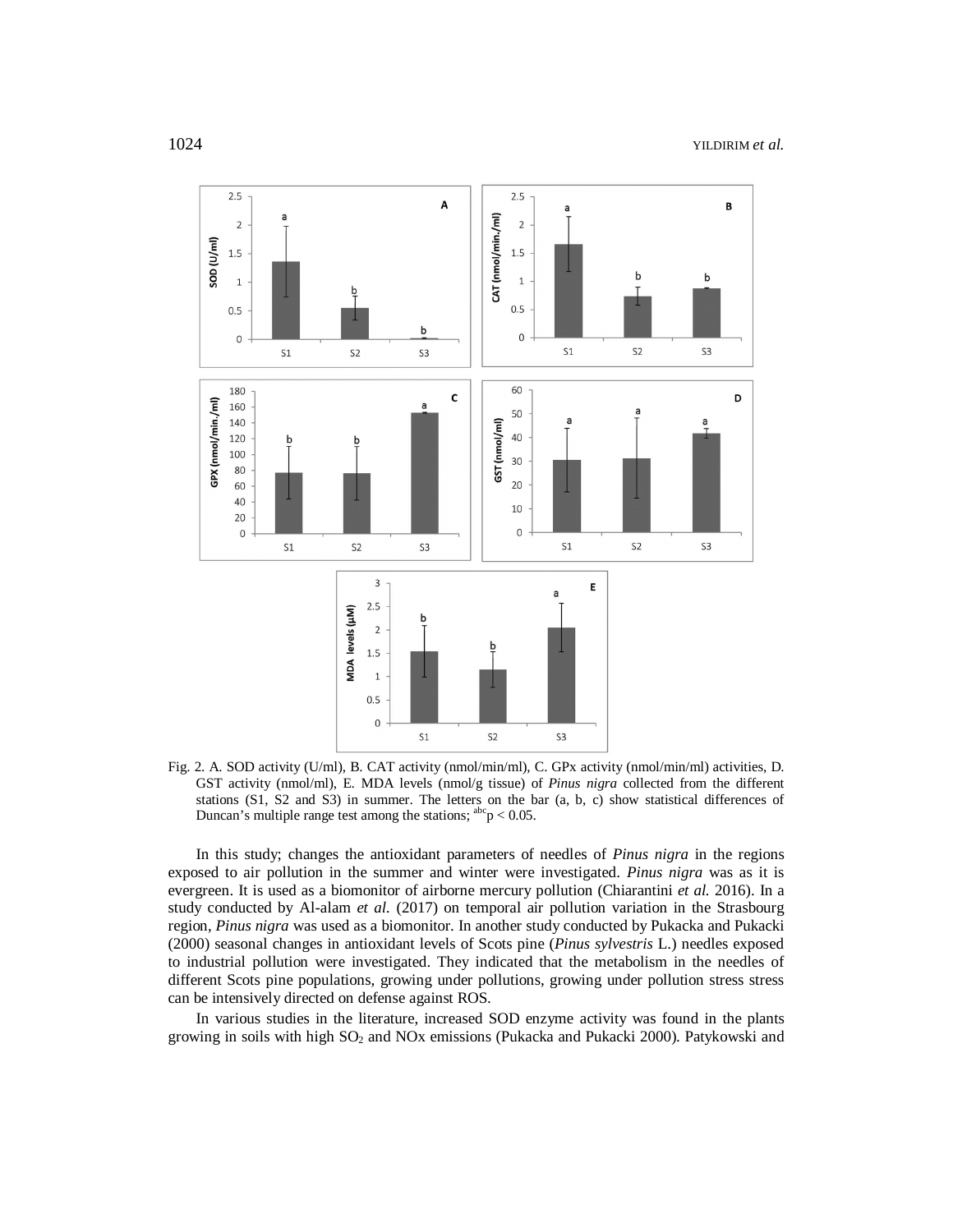Fig. 2. A. SOD activity (U/ml), B. CAT activity (nmol/min/ml), C. GPx activity (nmol/min/ml) activities, D. GST activity (nmol/ml), E. MDA levels (nmol/g tissue) of *Pinus nigra* collected from the different stations (S1, S2 and S3) in summer. The letters on the bar (a, b, c) show statistical differences of Duncan's multiple range test among the stations; $^{abc}p < 0.05$.

In this study; changes the antioxidant parameters of needles of *Pinus nigra* in the regions exposed to air pollution in the summer and winter were investigated. *Pinus nigra* was as it is evergreen. It is used as a biomonitor of airborne mercury pollution (Chiarantini *et al.* 2016). In a study conducted by Al-alam *et al.* (2017) on temporal air pollution variation in the Strasbourg region, *Pinus nigra* was used as a biomonitor. In another study conducted by Pukacka and Pukacki (2000) seasonal changes in antioxidant levels of Scots pine (*Pinus sylvestris* L.) needles exposed to industrial pollution were investigated. They indicated that the metabolism in the needles of different Scots pine populations, growing under pollutions, growing under pollution stress stress can be intensively directed on defense against ROS.

In various studies in the literature, increased SOD enzyme activity was found in the plants growing in soils with high $SO_2$ and NOx emissions (Pukacka and Pukacki 2000). Patykowski and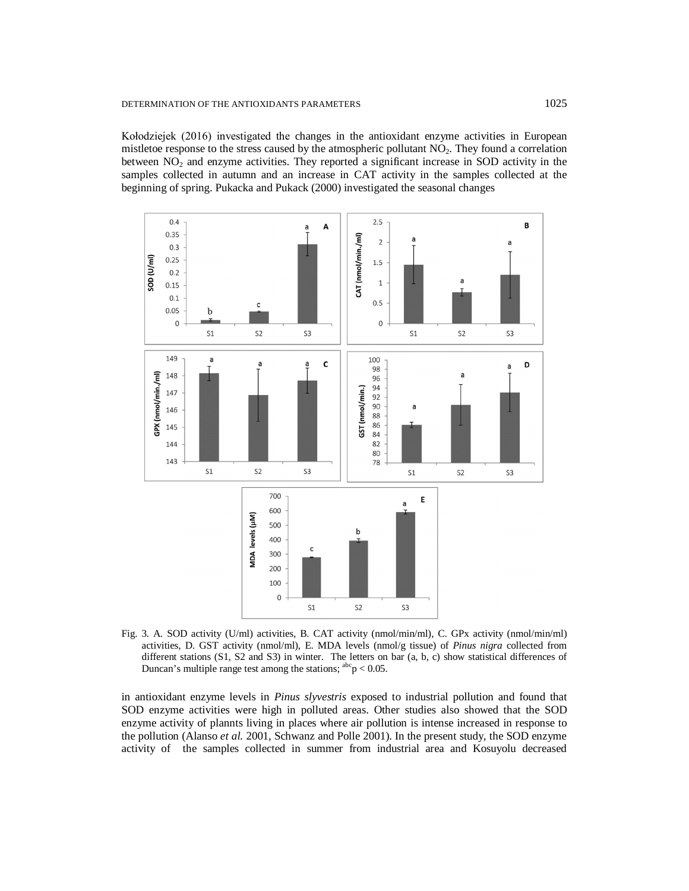Kołodziejek (2016) investigated the changes in the antioxidant enzyme activities in European mistletoe response to the stress caused by the atmospheric pollutant $NO_2$. They found a correlation between $NO_2$ and enzyme activities. They reported a significant increase in SOD activity in the samples collected in autumn and an increase in CAT activity in the samples collected at the beginning of spring. Pukacka and Pukack (2000) investigated the seasonal changes

Fig. 3. A. SOD activity (U/ml) activities, B. CAT activity (nmol/min/ml), C. GPx activity (nmol/min/ml) activities, D. GST activity (nmol/ml), E. MDA levels (nmol/g tissue) of *Pinus nigra* collected from different stations (S1, S2 and S3) in winter. The letters on bar (a, b, c) show statistical differences of Duncan's multiple range test among the stations; $^{abc}p < 0.05$.

in antioxidant enzyme levels in *Pinus slyvestris* exposed to industrial pollution and found that SOD enzyme activities were high in polluted areas. Other studies also showed that the SOD enzyme activity of plannts living in places where air pollution is intense increased in response to the pollution (Alanso *et al.* 2001, Schwanz and Polle 2001). In the present study, the SOD enzyme activity of the samples collected in summer from industrial area and Kosuyolu decreased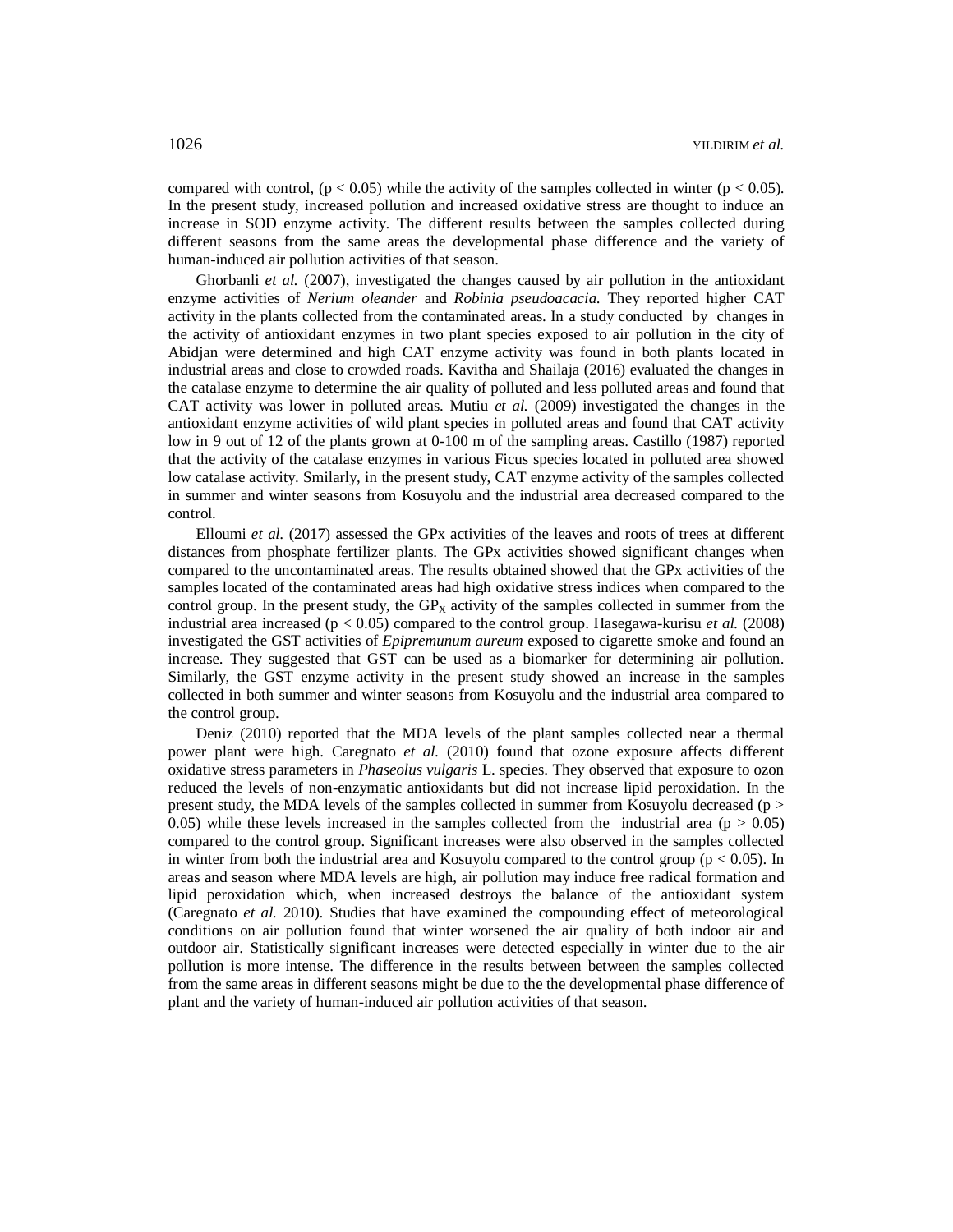compared with control, ($p < 0.05$) while the activity of the samples collected in winter ($p < 0.05$). In the present study, increased pollution and increased oxidative stress are thought to induce an increase in SOD enzyme activity. The different results between the samples collected during different seasons from the same areas the developmental phase difference and the variety of human-induced air pollution activities of that season.

Ghorbanli *et al.* (2007), investigated the changes caused by air pollution in the antioxidant enzyme activities of *Nerium oleander* and *Robinia pseudoacacia.* They reported higher CAT activity in the plants collected from the contaminated areas. In a study conducted by changes in the activity of antioxidant enzymes in two plant species exposed to air pollution in the city of Abidjan were determined and high CAT enzyme activity was found in both plants located in industrial areas and close to crowded roads. Kavitha and Shailaja (2016) evaluated the changes in the catalase enzyme to determine the air quality of polluted and less polluted areas and found that CAT activity was lower in polluted areas. Mutiu *et al.* (2009) investigated the changes in the antioxidant enzyme activities of wild plant species in polluted areas and found that CAT activity low in 9 out of 12 of the plants grown at 0-100 m of the sampling areas. Castillo (1987) reported that the activity of the catalase enzymes in various Ficus species located in polluted area showed low catalase activity. Smilarly, in the present study, CAT enzyme activity of the samples collected in summer and winter seasons from Kosuyolu and the industrial area decreased compared to the control.

Elloumi *et al.* (2017) assessed the GPx activities of the leaves and roots of trees at different distances from phosphate fertilizer plants. The GPx activities showed significant changes when compared to the uncontaminated areas. The results obtained showed that the GPx activities of the samples located of the contaminated areas had high oxidative stress indices when compared to the control group. In the present study, the $GP_X$ activity of the samples collected in summer from the industrial area increased ($p < 0.05$) compared to the control group. Hasegawa-kurisu *et al.* (2008) investigated the GST activities of *Epipremunum aureum* exposed to cigarette smoke and found an increase. They suggested that GST can be used as a biomarker for determining air pollution. Similarly, the GST enzyme activity in the present study showed an increase in the samples collected in both summer and winter seasons from Kosuyolu and the industrial area compared to the control group.

Deniz (2010) reported that the MDA levels of the plant samples collected near a thermal power plant were high. Caregnato *et al.* (2010) found that ozone exposure affects different oxidative stress parameters in *Phaseolus vulgaris* L. species. They observed that exposure to ozon reduced the levels of non-enzymatic antioxidants but did not increase lipid peroxidation. In the present study, the MDA levels of the samples collected in summer from Kosuyolu decreased ($p > 0.05$) while these levels increased in the samples collected from the industrial area ($p > 0.05$) compared to the control group. Significant increases were also observed in the samples collected in winter from both the industrial area and Kosuyolu compared to the control group ($p < 0.05$). In areas and season where MDA levels are high, air pollution may induce free radical formation and lipid peroxidation which, when increased destroys the balance of the antioxidant system (Caregnato *et al.* 2010). Studies that have examined the compounding effect of meteorological conditions on air pollution found that winter worsened the air quality of both indoor air and outdoor air. Statistically significant increases were detected especially in winter due to the air pollution is more intense. The difference in the results between between the samples collected from the same areas in different seasons might be due to the the developmental phase difference of plant and the variety of human-induced air pollution activities of that season.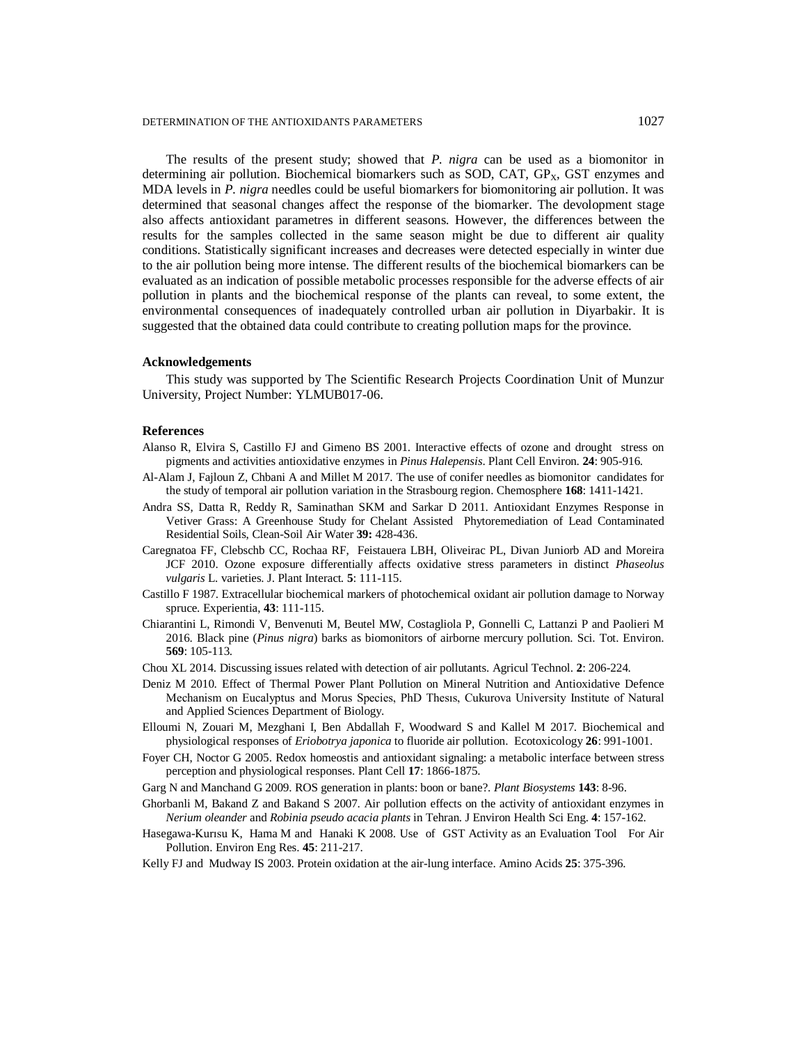The results of the present study; showed that *P. nigra* can be used as a biomonitor in determining air pollution. Biochemical biomarkers such as SOD, CAT, $GP_X$, GST enzymes and MDA levels in *P. nigra* needles could be useful biomarkers for biomonitoring air pollution. It was determined that seasonal changes affect the response of the biomarker. The devolopment stage also affects antioxidant parametres in different seasons. However, the differences between the results for the samples collected in the same season might be due to different air quality conditions. Statistically significant increases and decreases were detected especially in winter due to the air pollution being more intense. The different results of the biochemical biomarkers can be evaluated as an indication of possible metabolic processes responsible for the adverse effects of air pollution in plants and the biochemical response of the plants can reveal, to some extent, the environmental consequences of inadequately controlled urban air pollution in Diyarbakir. It is suggested that the obtained data could contribute to creating pollution maps for the province.

## Acknowledgements

This study was supported by The Scientific Research Projects Coordination Unit of Munzur University, Project Number: YLMUB017-06.

## References

Alanso R, Elvira S, Castillo FJ and Gimeno BS 2001. Interactive effects of ozone and drought stress on pigments and activities antioxidative enzymes in *Pinus Halepensis*. Plant Cell Environ. **24**: 905-916.

Al-Alam J, Fajloun Z, Chbani A and Millet M 2017. The use of conifer needles as biomonitor candidates for the study of temporal air pollution variation in the Strasbourg region. Chemosphere **168**: 1411-1421.

Andra SS, Datta R, Reddy R, Saminathan SKM and Sarkar D 2011. Antioxidant Enzymes Response in Vetiver Grass: A Greenhouse Study for Chelant Assisted Phytoremediation of Lead Contaminated Residential Soils, Clean-Soil Air Water **39:** 428-436.

Caregnatoa FF, Clebschb CC, Rochaa RF, Feistauera LBH, Oliveirac PL, Divan Juniorb AD and Moreira JCF 2010. Ozone exposure differentially affects oxidative stress parameters in distinct *Phaseolus vulgaris* L. varieties. J. Plant Interact. **5**: 111-115.

Castillo F 1987. Extracellular biochemical markers of photochemical oxidant air pollution damage to Norway spruce. Experientia, **43**: 111-115.

Chiarantini L, Rimondi V, Benvenuti M, Beutel MW, Costagliola P, Gonnelli C, Lattanzi P and Paolieri M 2016. Black pine (*Pinus nigra*) barks as biomonitors of airborne mercury pollution. Sci. Tot. Environ. **569**: 105-113.

Chou XL 2014. Discussing issues related with detection of air pollutants. Agricul Technol. **2**: 206-224.

Deniz M 2010. Effect of Thermal Power Plant Pollution on Mineral Nutrition and Antioxidative Defence Mechanism on Eucalyptus and Morus Species, PhD Thesıs, Cukurova University Institute of Natural and Applied Sciences Department of Biology.

Elloumi N, Zouari M, Mezghani I, Ben Abdallah F, Woodward S and Kallel M 2017. Biochemical and physiological responses of *Eriobotrya japonica* to fluoride air pollution. Ecotoxicology **26**: 991-1001.

Foyer CH, Noctor G 2005. Redox homeostis and antioxidant signaling: a metabolic interface between stress perception and physiological responses. Plant Cell **17**: 1866-1875.

Garg N and Manchand G 2009. ROS generation in plants: boon or bane?. *Plant Biosystems* **143**: 8-96.

Ghorbanli M, Bakand Z and Bakand S 2007. Air pollution effects on the activity of antioxidant enzymes in *Nerium oleander* and *Robinia pseudo acacia plants* in Tehran. J Environ Health Sci Eng. **4**: 157-162.

Hasegawa-Kurısu K, Hama M and Hanaki K 2008. Use of GST Activity as an Evaluation Tool For Air Pollution. Environ Eng Res. **45**: 211-217.

Kelly FJ and Mudway IS 2003. Protein oxidation at the air-lung interface. Amino Acids **25**: 375-396.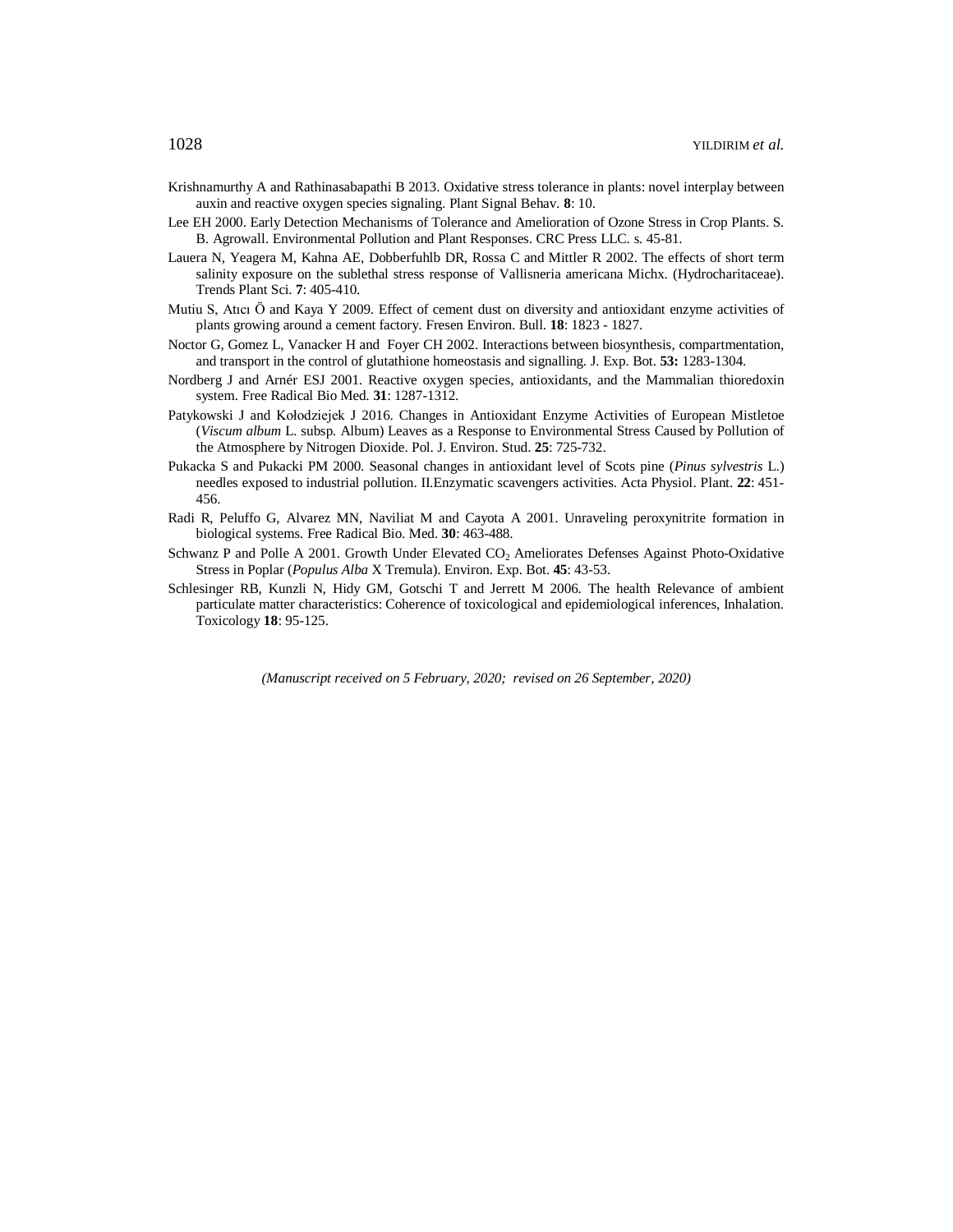Krishnamurthy A and Rathinasabapathi B 2013. Oxidative stress tolerance in plants: novel interplay between auxin and reactive oxygen species signaling. Plant Signal Behav. **8**: 10.

Lee EH 2000. Early Detection Mechanisms of Tolerance and Amelioration of Ozone Stress in Crop Plants. S. B. Agrowall. Environmental Pollution and Plant Responses. CRC Press LLC. s. 45-81.

Lauera N, Yeagera M, Kahna AE, Dobberfuhlb DR, Rossa C and Mittler R 2002. The effects of short term salinity exposure on the sublethal stress response of Vallisneria americana Michx. (Hydrocharitaceae). Trends Plant Sci. **7**: 405-410.

Mutiu S, Atıcı Ö and Kaya Y 2009. Effect of cement dust on diversity and antioxidant enzyme activities of plants growing around a cement factory. Fresen Environ. Bull. **18**: 1823 - 1827.

Noctor G, Gomez L, Vanacker H and Foyer CH 2002. Interactions between biosynthesis, compartmentation, and transport in the control of glutathione homeostasis and signalling. J. Exp. Bot. **53:** 1283-1304.

Nordberg J and Arnér ESJ 2001. Reactive oxygen species, antioxidants, and the Mammalian thioredoxin system. Free Radical Bio Med. **31**: 1287-1312.

Patykowski J and Kołodziejek J 2016. Changes in Antioxidant Enzyme Activities of European Mistletoe (*Viscum album* L. subsp. Album) Leaves as a Response to Environmental Stress Caused by Pollution of the Atmosphere by Nitrogen Dioxide. Pol. J. Environ. Stud. **25**: 725-732.

Pukacka S and Pukacki PM 2000. Seasonal changes in antioxidant level of Scots pine (*Pinus sylvestris* L.) needles exposed to industrial pollution. II.Enzymatic scavengers activities. Acta Physiol. Plant. **22**: 451-456.

Radi R, Peluffo G, Alvarez MN, Naviliat M and Cayota A 2001. Unraveling peroxynitrite formation in biological systems. Free Radical Bio. Med. **30**: 463-488.

Schwanz P and Polle A 2001. Growth Under Elevated $CO_2$ Ameliorates Defenses Against Photo-Oxidative Stress in Poplar (*Populus Alba* X Tremula). Environ. Exp. Bot. **45**: 43-53.

Schlesinger RB, Kunzli N, Hidy GM, Gotschi T and Jerrett M 2006. The health Relevance of ambient particulate matter characteristics: Coherence of toxicological and epidemiological inferences, Inhalation. Toxicology **18**: 95-125.

*(Manuscript received on 5 February, 2020; revised on 26 September, 2020)*